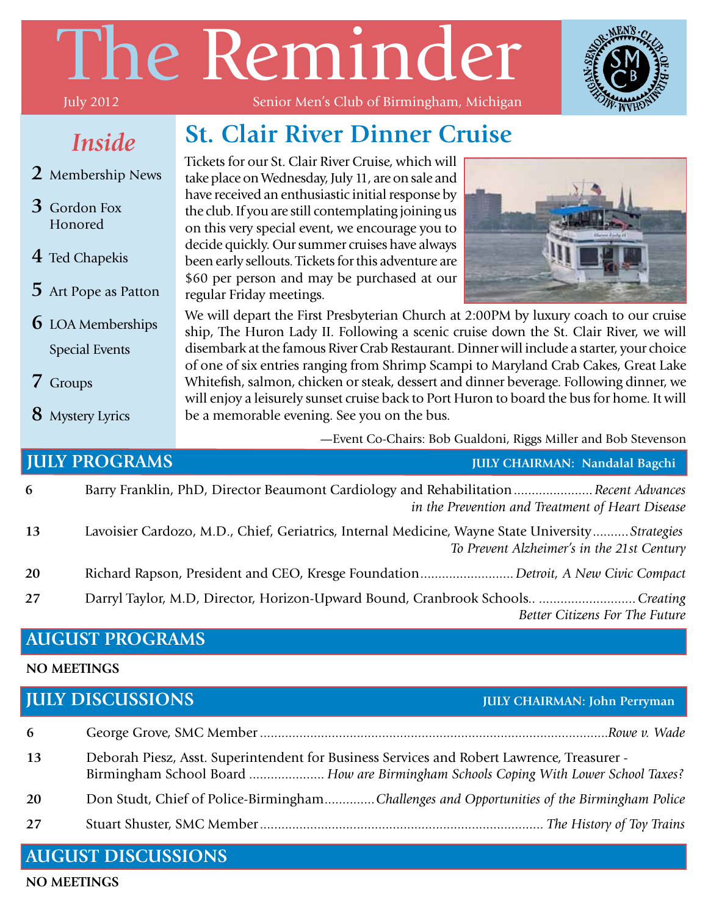# The Reminder

July 2012 — Senior Men's Club of Birmingham, Michigan

## *Inside*

- **2** Membership News
- **3** Gordon Fox Honored
- **4** Ted Chapekis
- **5** Art Pope as Patton
- **6** LOA Memberships Special Events
- **7** Groups
- **8** Mystery Lyrics

## St. Clair River Dinner Cruise

Tickets for our St. Clair River Cruise, which will take place on Wednesday, July 11, are on sale and have received an enthusiastic initial response by the club. If you are still contemplating joining us on this very special event, we encourage you to decide quickly. Our summer cruises have always been early sellouts. Tickets for this adventure are $60 per person and may be purchased at our regular Friday meetings.

We will depart the First Presbyterian Church at 2:00PM by luxury coach to our cruise ship, The Huron Lady II. Following a scenic cruise down the St. Clair River, we will disembark at the famous River Crab Restaurant. Dinner will include a starter, your choice of one of six entries ranging from Shrimp Scampi to Maryland Crab Cakes, Great Lake Whitefish, salmon, chicken or steak, dessert and dinner beverage. Following dinner, we will enjoy a leisurely sunset cruise back to Port Huron to board the bus for home. It will be a memorable evening. See you on the bus.

—Event Co-Chairs: Bob Gualdoni, Riggs Miller and Bob Stevenson

## JULY PROGRAMS

**JULY CHAIRMAN: Nandalal Bagchi**

| | | |
|---|---|---|
| 6 | Barry Franklin, PhD, Director Beaumont Cardiology and Rehabilitation | *Recent Advances in the Prevention and Treatment of Heart Disease* |
| 13 | Lavoisier Cardozo, M.D., Chief, Geriatrics, Internal Medicine, Wayne State University | *Strategies To Prevent Alzheimer's in the 21st Century* |
| 20 | Richard Rapson, President and CEO, Kresge Foundation | *Detroit, A New Civic Compact* |
| 27 | Darryl Taylor, M.D, Director, Horizon-Upward Bound, Cranbrook Schools. | *Creating Better Citizens For The Future* |

## AUGUST PROGRAMS

**NO MEETINGS**

## JULY DISCUSSIONS

**JULY CHAIRMAN: John Perryman**

| | | |
|---|---|---|
| 6 | George Grove, SMC Member | *Rowe v. Wade* |
| 13 | Deborah Piesz, Asst. Superintendent for Business Services and Robert Lawrence, Treasurer - Birmingham School Board | *How are Birmingham Schools Coping With Lower School Taxes?* |
| 20 | Don Studt, Chief of Police-Birmingham | *Challenges and Opportunities of the Birmingham Police* |
| 27 | Stuart Shuster, SMC Member | *The History of Toy Trains* |

## AUGUST DISCUSSIONS

**NO MEETINGS**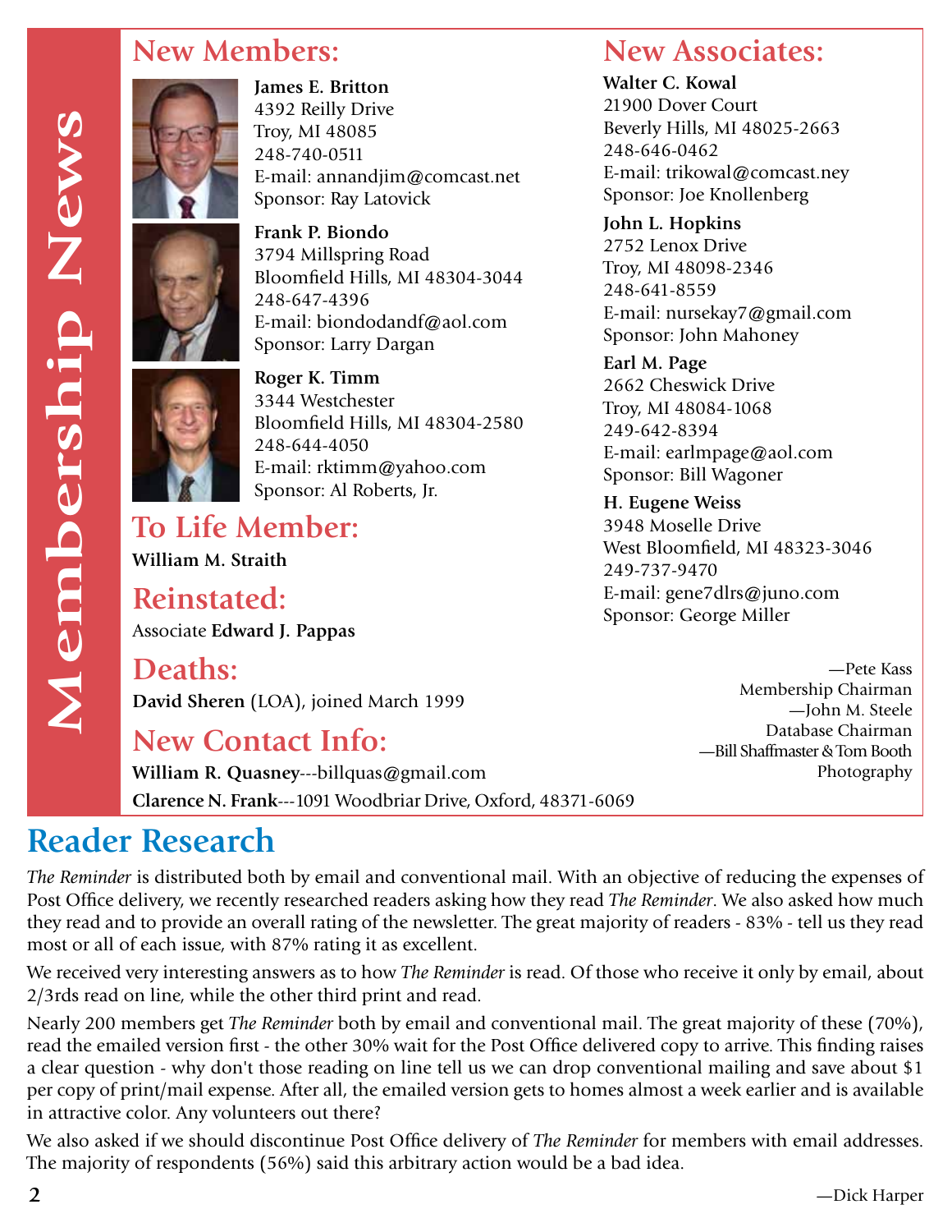# Membership News

## New Members:

**James E. Britton**
4392 Reilly Drive
Troy, MI 48085
248-740-0511
E-mail: annandjim@comcast.net
Sponsor: Ray Latovick

**Frank P. Biondo**
3794 Millspring Road
Bloomfield Hills, MI 48304-3044
248-647-4396
E-mail: biondodandf@aol.com
Sponsor: Larry Dargan

**Roger K. Timm**
3344 Westchester
Bloomfield Hills, MI 48304-2580
248-644-4050
E-mail: rktimm@yahoo.com
Sponsor: Al Roberts, Jr.

## To Life Member:

**William M. Straith**

## Reinstated:

Associate **Edward J. Pappas**

## Deaths:

**David Sheren** (LOA), joined March 1999

## New Contact Info:

**William R. Quasney**---billquas@gmail.com

**Clarence N. Frank**---1091 Woodbriar Drive, Oxford, 48371-6069

## New Associates:

**Walter C. Kowal**
21900 Dover Court
Beverly Hills, MI 48025-2663
248-646-0462
E-mail: trikowal@comcast.ney
Sponsor: Joe Knollenberg

**John L. Hopkins**
2752 Lenox Drive
Troy, MI 48098-2346
248-641-8559
E-mail: nursekay7@gmail.com
Sponsor: John Mahoney

**Earl M. Page**
2662 Cheswick Drive
Troy, MI 48084-1068
249-642-8394
E-mail: earlmpage@aol.com
Sponsor: Bill Wagoner

**H. Eugene Weiss**
3948 Moselle Drive
West Bloomfield, MI 48323-3046
249-737-9470
E-mail: gene7dlrs@juno.com
Sponsor: George Miller

—Pete Kass
Membership Chairman
—John M. Steele
Database Chairman
—Bill Shaffmaster & Tom Booth
Photography

# Reader Research

*The Reminder* is distributed both by email and conventional mail. With an objective of reducing the expenses of Post Office delivery, we recently researched readers asking how they read *The Reminder*. We also asked how much they read and to provide an overall rating of the newsletter. The great majority of readers - 83% - tell us they read most or all of each issue, with 87% rating it as excellent.

We received very interesting answers as to how *The Reminder* is read. Of those who receive it only by email, about 2/3rds read on line, while the other third print and read.

Nearly 200 members get *The Reminder* both by email and conventional mail. The great majority of these (70%), read the emailed version first - the other 30% wait for the Post Office delivered copy to arrive. This finding raises a clear question - why don't those reading on line tell us we can drop conventional mailing and save about $1 per copy of print/mail expense. After all, the emailed version gets to homes almost a week earlier and is available in attractive color. Any volunteers out there?

We also asked if we should discontinue Post Office delivery of *The Reminder* for members with email addresses. The majority of respondents (56%) said this arbitrary action would be a bad idea.

—Dick Harper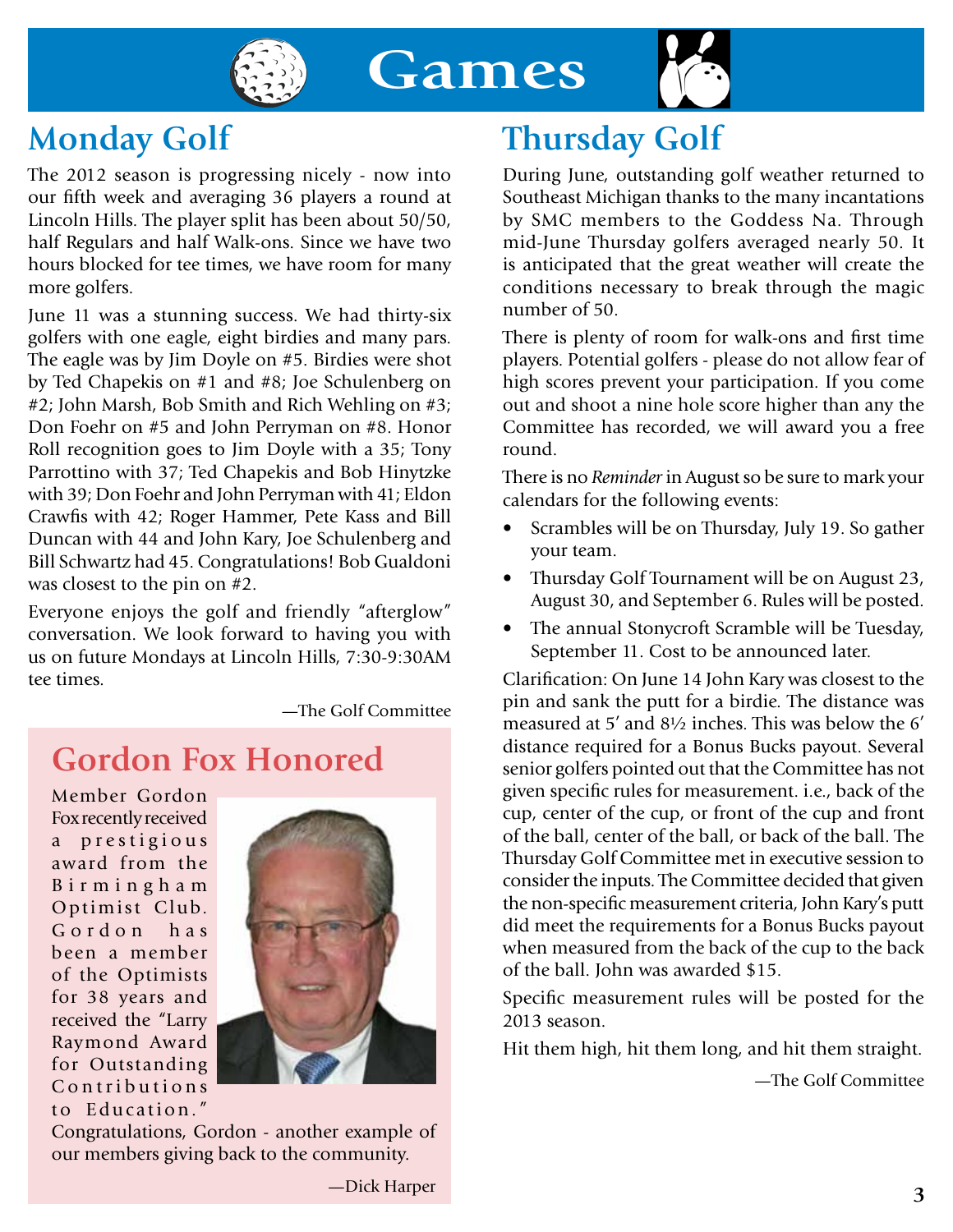# Games

## Monday Golf

The 2012 season is progressing nicely - now into our fifth week and averaging 36 players a round at Lincoln Hills. The player split has been about 50/50, half Regulars and half Walk-ons. Since we have two hours blocked for tee times, we have room for many more golfers.

June 11 was a stunning success. We had thirty-six golfers with one eagle, eight birdies and many pars. The eagle was by Jim Doyle on #5. Birdies were shot by Ted Chapekis on #1 and #8; Joe Schulenberg on #2; John Marsh, Bob Smith and Rich Wehling on #3; Don Foehr on #5 and John Perryman on #8. Honor Roll recognition goes to Jim Doyle with a 35; Tony Parrottino with 37; Ted Chapekis and Bob Hinytzke with 39; Don Foehr and John Perryman with 41; Eldon Crawfis with 42; Roger Hammer, Pete Kass and Bill Duncan with 44 and John Kary, Joe Schulenberg and Bill Schwartz had 45. Congratulations! Bob Gualdoni was closest to the pin on #2.

Everyone enjoys the golf and friendly "afterglow" conversation. We look forward to having you with us on future Mondays at Lincoln Hills, 7:30-9:30AM tee times.

—The Golf Committee

## Gordon Fox Honored

Member Gordon Fox recently received a prestigious award from the Birmingham Optimist Club. Gordon has been a member of the Optimists for 38 years and received the "Larry Raymond Award for Outstanding Contributions to Education."

Congratulations, Gordon - another example of our members giving back to the community.

—Dick Harper

## Thursday Golf

During June, outstanding golf weather returned to Southeast Michigan thanks to the many incantations by SMC members to the Goddess Na. Through mid-June Thursday golfers averaged nearly 50. It is anticipated that the great weather will create the conditions necessary to break through the magic number of 50.

There is plenty of room for walk-ons and first time players. Potential golfers - please do not allow fear of high scores prevent your participation. If you come out and shoot a nine hole score higher than any the Committee has recorded, we will award you a free round.

There is no *Reminder* in August so be sure to mark your calendars for the following events:

- Scrambles will be on Thursday, July 19. So gather your team.
- Thursday Golf Tournament will be on August 23, August 30, and September 6. Rules will be posted.
- The annual Stonycroft Scramble will be Tuesday, September 11. Cost to be announced later.

Clarification: On June 14 John Kary was closest to the pin and sank the putt for a birdie. The distance was measured at 5′ and 8½ inches. This was below the 6′ distance required for a Bonus Bucks payout. Several senior golfers pointed out that the Committee has not given specific rules for measurement. i.e., back of the cup, center of the cup, or front of the cup and front of the ball, center of the ball, or back of the ball. The Thursday Golf Committee met in executive session to consider the inputs. The Committee decided that given the non-specific measurement criteria, John Kary's putt did meet the requirements for a Bonus Bucks payout when measured from the back of the cup to the back of the ball. John was awarded $15.

Specific measurement rules will be posted for the 2013 season.

Hit them high, hit them long, and hit them straight.

—The Golf Committee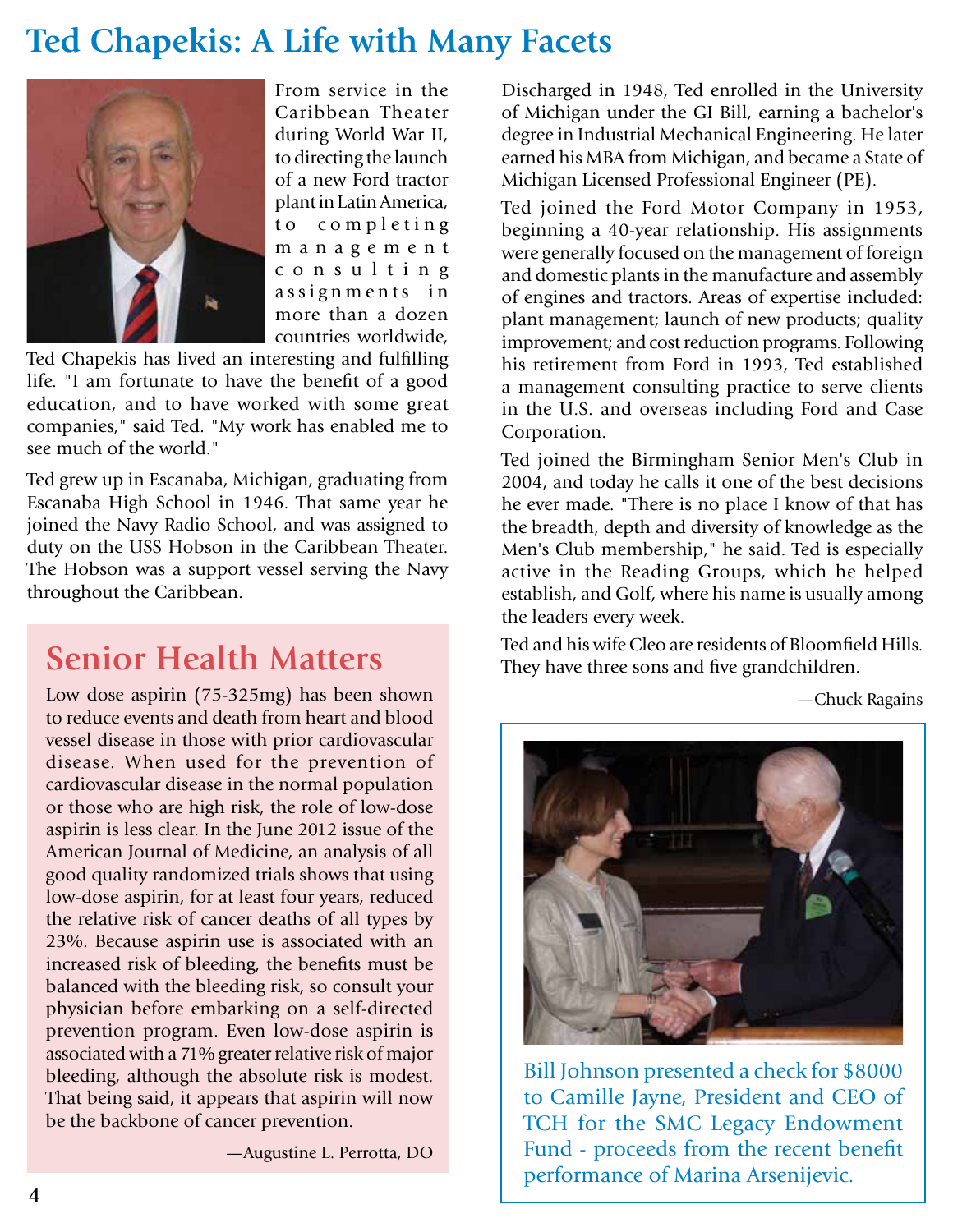# Ted Chapekis: A Life with Many Facets

From service in the Caribbean Theater during World War II, to directing the launch of a new Ford tractor plant in Latin America, to completing management consulting assignments in more than a dozen countries worldwide, Ted Chapekis has lived an interesting and fulfilling life. "I am fortunate to have the benefit of a good education, and to have worked with some great companies," said Ted. "My work has enabled me to see much of the world."

Ted grew up in Escanaba, Michigan, graduating from Escanaba High School in 1946. That same year he joined the Navy Radio School, and was assigned to duty on the USS Hobson in the Caribbean Theater. The Hobson was a support vessel serving the Navy throughout the Caribbean.

Discharged in 1948, Ted enrolled in the University of Michigan under the GI Bill, earning a bachelor's degree in Industrial Mechanical Engineering. He later earned his MBA from Michigan, and became a State of Michigan Licensed Professional Engineer (PE).

Ted joined the Ford Motor Company in 1953, beginning a 40-year relationship. His assignments were generally focused on the management of foreign and domestic plants in the manufacture and assembly of engines and tractors. Areas of expertise included: plant management; launch of new products; quality improvement; and cost reduction programs. Following his retirement from Ford in 1993, Ted established a management consulting practice to serve clients in the U.S. and overseas including Ford and Case Corporation.

Ted joined the Birmingham Senior Men's Club in 2004, and today he calls it one of the best decisions he ever made. "There is no place I know of that has the breadth, depth and diversity of knowledge as the Men's Club membership," he said. Ted is especially active in the Reading Groups, which he helped establish, and Golf, where his name is usually among the leaders every week.

Ted and his wife Cleo are residents of Bloomfield Hills. They have three sons and five grandchildren.

—Chuck Ragains

## Senior Health Matters

Low dose aspirin (75-325mg) has been shown to reduce events and death from heart and blood vessel disease in those with prior cardiovascular disease. When used for the prevention of cardiovascular disease in the normal population or those who are high risk, the role of low-dose aspirin is less clear. In the June 2012 issue of the American Journal of Medicine, an analysis of all good quality randomized trials shows that using low-dose aspirin, for at least four years, reduced the relative risk of cancer deaths of all types by 23%. Because aspirin use is associated with an increased risk of bleeding, the benefits must be balanced with the bleeding risk, so consult your physician before embarking on a self-directed prevention program. Even low-dose aspirin is associated with a 71% greater relative risk of major bleeding, although the absolute risk is modest. That being said, it appears that aspirin will now be the backbone of cancer prevention.

—Augustine L. Perrotta, DO

Bill Johnson presented a check for $8000 to Camille Jayne, President and CEO of TCH for the SMC Legacy Endowment Fund - proceeds from the recent benefit performance of Marina Arsenijevic.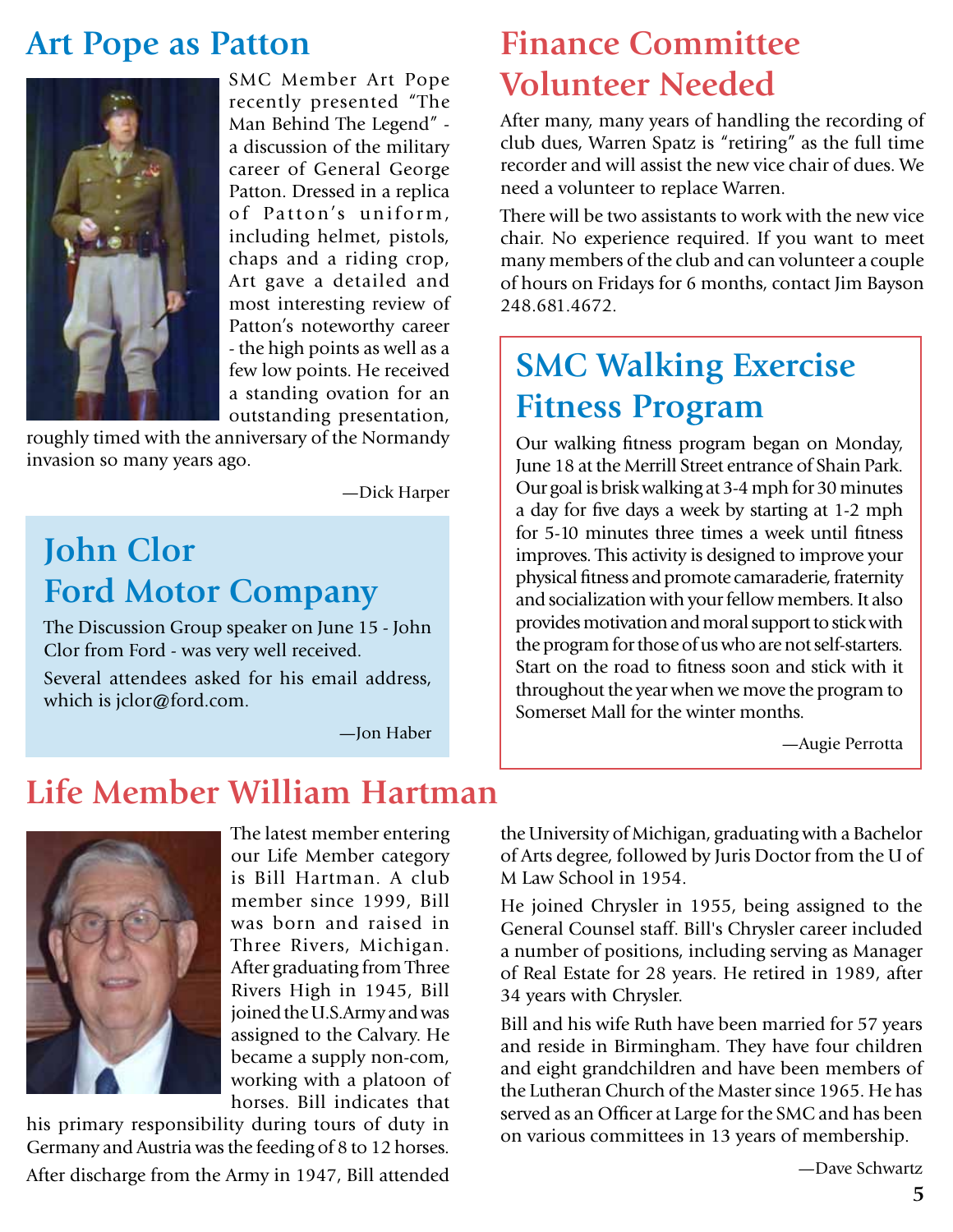## Art Pope as Patton

SMC Member Art Pope recently presented "The Man Behind The Legend" - a discussion of the military career of General George Patton. Dressed in a replica of Patton's uniform, including helmet, pistols, chaps and a riding crop, Art gave a detailed and most interesting review of Patton's noteworthy career - the high points as well as a few low points. He received a standing ovation for an outstanding presentation, roughly timed with the anniversary of the Normandy invasion so many years ago.

—Dick Harper

## John Clor Ford Motor Company

The Discussion Group speaker on June 15 - John Clor from Ford - was very well received.

Several attendees asked for his email address, which is jclor@ford.com.

—Jon Haber

## Finance Committee Volunteer Needed

After many, many years of handling the recording of club dues, Warren Spatz is "retiring" as the full time recorder and will assist the new vice chair of dues. We need a volunteer to replace Warren.

There will be two assistants to work with the new vice chair. No experience required. If you want to meet many members of the club and can volunteer a couple of hours on Fridays for 6 months, contact Jim Bayson 248.681.4672.

## SMC Walking Exercise Fitness Program

Our walking fitness program began on Monday, June 18 at the Merrill Street entrance of Shain Park. Our goal is brisk walking at 3-4 mph for 30 minutes a day for five days a week by starting at 1-2 mph for 5-10 minutes three times a week until fitness improves. This activity is designed to improve your physical fitness and promote camaraderie, fraternity and socialization with your fellow members. It also provides motivation and moral support to stick with the program for those of us who are not self-starters. Start on the road to fitness soon and stick with it throughout the year when we move the program to Somerset Mall for the winter months.

—Augie Perrotta

## Life Member William Hartman

The latest member entering our Life Member category is Bill Hartman. A club member since 1999, Bill was born and raised in Three Rivers, Michigan. After graduating from Three Rivers High in 1945, Bill joined the U.S.Army and was assigned to the Calvary. He became a supply non-com, working with a platoon of horses. Bill indicates that his primary responsibility during tours of duty in Germany and Austria was the feeding of 8 to 12 horses.

After discharge from the Army in 1947, Bill attended the University of Michigan, graduating with a Bachelor of Arts degree, followed by Juris Doctor from the U of M Law School in 1954.

He joined Chrysler in 1955, being assigned to the General Counsel staff. Bill's Chrysler career included a number of positions, including serving as Manager of Real Estate for 28 years. He retired in 1989, after 34 years with Chrysler.

Bill and his wife Ruth have been married for 57 years and reside in Birmingham. They have four children and eight grandchildren and have been members of the Lutheran Church of the Master since 1965. He has served as an Officer at Large for the SMC and has been on various committees in 13 years of membership.

—Dave Schwartz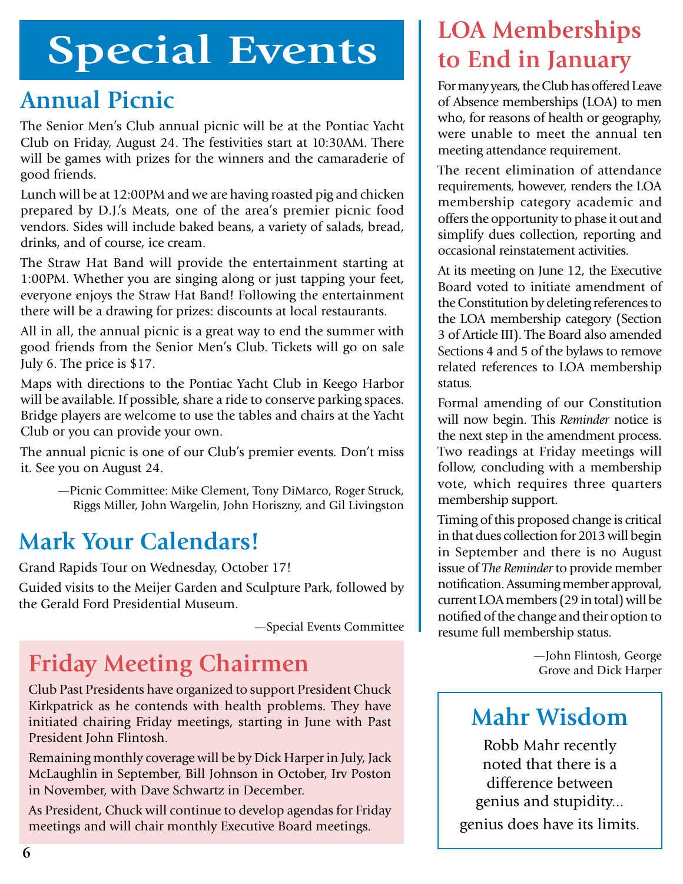# Special Events

## Annual Picnic

The Senior Men's Club annual picnic will be at the Pontiac Yacht Club on Friday, August 24. The festivities start at 10:30AM. There will be games with prizes for the winners and the camaraderie of good friends.

Lunch will be at 12:00PM and we are having roasted pig and chicken prepared by D.J.'s Meats, one of the area's premier picnic food vendors. Sides will include baked beans, a variety of salads, bread, drinks, and of course, ice cream.

The Straw Hat Band will provide the entertainment starting at 1:00PM. Whether you are singing along or just tapping your feet, everyone enjoys the Straw Hat Band! Following the entertainment there will be a drawing for prizes: discounts at local restaurants.

All in all, the annual picnic is a great way to end the summer with good friends from the Senior Men's Club. Tickets will go on sale July 6. The price is $17.

Maps with directions to the Pontiac Yacht Club in Keego Harbor will be available. If possible, share a ride to conserve parking spaces. Bridge players are welcome to use the tables and chairs at the Yacht Club or you can provide your own.

The annual picnic is one of our Club's premier events. Don't miss it. See you on August 24.

—Picnic Committee: Mike Clement, Tony DiMarco, Roger Struck, Riggs Miller, John Wargelin, John Horiszny, and Gil Livingston

## Mark Your Calendars!

Grand Rapids Tour on Wednesday, October 17!

Guided visits to the Meijer Garden and Sculpture Park, followed by the Gerald Ford Presidential Museum.

—Special Events Committee

## Friday Meeting Chairmen

Club Past Presidents have organized to support President Chuck Kirkpatrick as he contends with health problems. They have initiated chairing Friday meetings, starting in June with Past President John Flintosh.

Remaining monthly coverage will be by Dick Harper in July, Jack McLaughlin in September, Bill Johnson in October, Irv Poston in November, with Dave Schwartz in December.

As President, Chuck will continue to develop agendas for Friday meetings and will chair monthly Executive Board meetings.

## LOA Memberships to End in January

For many years, the Club has offered Leave of Absence memberships (LOA) to men who, for reasons of health or geography, were unable to meet the annual ten meeting attendance requirement.

The recent elimination of attendance requirements, however, renders the LOA membership category academic and offers the opportunity to phase it out and simplify dues collection, reporting and occasional reinstatement activities.

At its meeting on June 12, the Executive Board voted to initiate amendment of the Constitution by deleting references to the LOA membership category (Section 3 of Article III). The Board also amended Sections 4 and 5 of the bylaws to remove related references to LOA membership status.

Formal amending of our Constitution will now begin. This *Reminder* notice is the next step in the amendment process. Two readings at Friday meetings will follow, concluding with a membership vote, which requires three quarters membership support.

Timing of this proposed change is critical in that dues collection for 2013 will begin in September and there is no August issue of *The Reminder* to provide member notification. Assuming member approval, current LOA members (29 in total) will be notified of the change and their option to resume full membership status.

—John Flintosh, George Grove and Dick Harper

## Mahr Wisdom

Robb Mahr recently noted that there is a difference between genius and stupidity... genius does have its limits.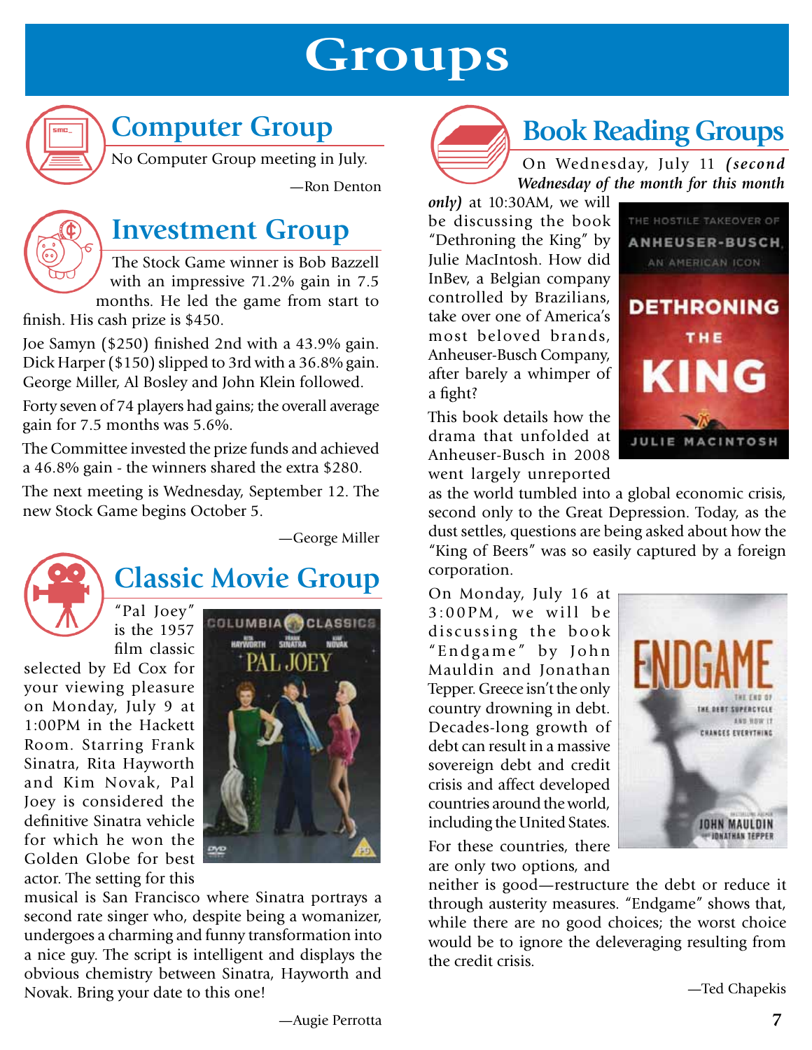# Groups

## Computer Group

No Computer Group meeting in July.

—Ron Denton

## Investment Group

The Stock Game winner is Bob Bazzell with an impressive 71.2% gain in 7.5 months. He led the game from start to finish. His cash prize is $450.

Joe Samyn ($250) finished 2nd with a 43.9% gain. Dick Harper ($150) slipped to 3rd with a 36.8% gain. George Miller, Al Bosley and John Klein followed.

Forty seven of 74 players had gains; the overall average gain for 7.5 months was 5.6%.

The Committee invested the prize funds and achieved a 46.8% gain - the winners shared the extra $280.

The next meeting is Wednesday, September 12. The new Stock Game begins October 5.

—George Miller

## Classic Movie Group

"Pal Joey" is the 1957 film classic selected by Ed Cox for your viewing pleasure on Monday, July 9 at 1:00PM in the Hackett Room. Starring Frank Sinatra, Rita Hayworth and Kim Novak, Pal Joey is considered the definitive Sinatra vehicle for which he won the Golden Globe for best actor. The setting for this musical is San Francisco where Sinatra portrays a second rate singer who, despite being a womanizer, undergoes a charming and funny transformation into a nice guy. The script is intelligent and displays the obvious chemistry between Sinatra, Hayworth and Novak. Bring your date to this one!

—Augie Perrotta

## Book Reading Groups

On Wednesday, July 11 ***(second Wednesday of the month for this month only)*** at 10:30AM, we will be discussing the book "Dethroning the King" by Julie MacIntosh. How did InBev, a Belgian company controlled by Brazilians, take over one of America's most beloved brands, Anheuser-Busch Company, after barely a whimper of a fight?

This book details how the drama that unfolded at Anheuser-Busch in 2008 went largely unreported as the world tumbled into a global economic crisis, second only to the Great Depression. Today, as the dust settles, questions are being asked about how the "King of Beers" was so easily captured by a foreign corporation.

On Monday, July 16 at 3:00PM, we will be discussing the book "Endgame" by John Mauldin and Jonathan Tepper. Greece isn't the only country drowning in debt. Decades-long growth of debt can result in a massive sovereign debt and credit crisis and affect developed countries around the world, including the United States.

For these countries, there are only two options, and neither is good—restructure the debt or reduce it through austerity measures. "Endgame" shows that, while there are no good choices; the worst choice would be to ignore the deleveraging resulting from the credit crisis.

—Ted Chapekis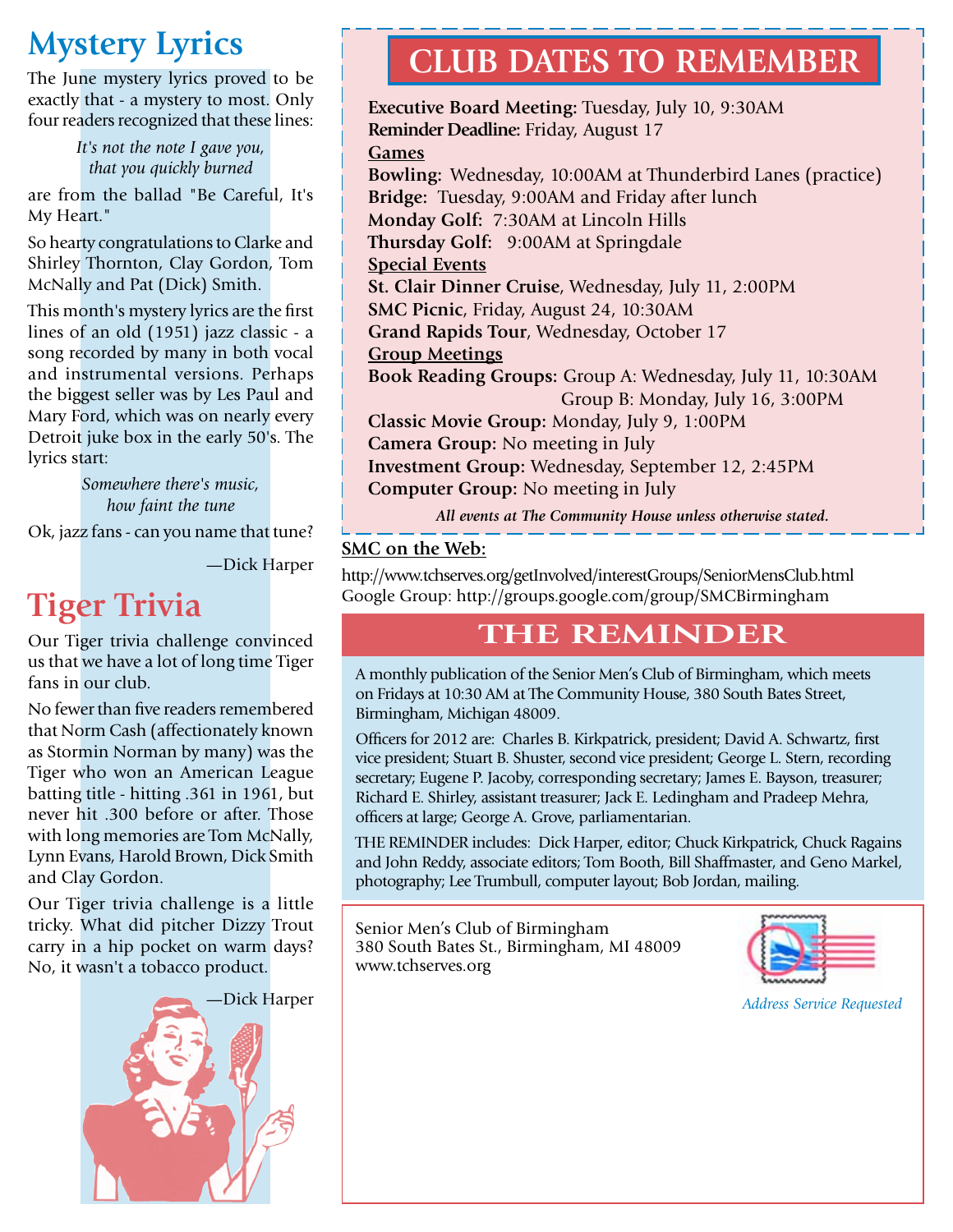# Mystery Lyrics

The June mystery lyrics proved to be exactly that - a mystery to most. Only four readers recognized that these lines:

*It's not the note I gave you,*
*that you quickly burned*

are from the ballad "Be Careful, It's My Heart."

So hearty congratulations to Clarke and Shirley Thornton, Clay Gordon, Tom McNally and Pat (Dick) Smith.

This month's mystery lyrics are the first lines of an old (1951) jazz classic - a song recorded by many in both vocal and instrumental versions. Perhaps the biggest seller was by Les Paul and Mary Ford, which was on nearly every Detroit juke box in the early 50's. The lyrics start:

*Somewhere there's music,*
*how faint the tune*

Ok, jazz fans - can you name that tune?

—Dick Harper

# Tiger Trivia

Our Tiger trivia challenge convinced us that we have a lot of long time Tiger fans in our club.

No fewer than five readers remembered that Norm Cash (affectionately known as Stormin Norman by many) was the Tiger who won an American League batting title - hitting .361 in 1961, but never hit .300 before or after. Those with long memories are Tom McNally, Lynn Evans, Harold Brown, Dick Smith and Clay Gordon.

Our Tiger trivia challenge is a little tricky. What did pitcher Dizzy Trout carry in a hip pocket on warm days? No, it wasn't a tobacco product.

—Dick Harper

# CLUB DATES TO REMEMBER

**Executive Board Meeting:** Tuesday, July 10, 9:30AM
**Reminder Deadline:** Friday, August 17

**Games**

**Bowling:** Wednesday, 10:00AM at Thunderbird Lanes (practice)
**Bridge:** Tuesday, 9:00AM and Friday after lunch
**Monday Golf:** 7:30AM at Lincoln Hills
**Thursday Golf:** 9:00AM at Springdale

**Special Events**

**St. Clair Dinner Cruise**, Wednesday, July 11, 2:00PM
**SMC Picnic**, Friday, August 24, 10:30AM
**Grand Rapids Tour**, Wednesday, October 17

**Group Meetings**

**Book Reading Groups:** Group A: Wednesday, July 11, 10:30AM
Group B: Monday, July 16, 3:00PM
**Classic Movie Group:** Monday, July 9, 1:00PM
**Camera Group:** No meeting in July
**Investment Group:** Wednesday, September 12, 2:45PM
**Computer Group:** No meeting in July

***All events at The Community House unless otherwise stated.***

**SMC on the Web:**

http://www.tchserves.org/getInvolved/interestGroups/SeniorMensClub.html
Google Group: http://groups.google.com/group/SMCBirmingham

# THE REMINDER

A monthly publication of the Senior Men's Club of Birmingham, which meets on Fridays at 10:30 AM at The Community House, 380 South Bates Street, Birmingham, Michigan 48009.

Officers for 2012 are: Charles B. Kirkpatrick, president; David A. Schwartz, first vice president; Stuart B. Shuster, second vice president; George L. Stern, recording secretary; Eugene P. Jacoby, corresponding secretary; James E. Bayson, treasurer; Richard E. Shirley, assistant treasurer; Jack E. Ledingham and Pradeep Mehra, officers at large; George A. Grove, parliamentarian.

THE REMINDER includes: Dick Harper, editor; Chuck Kirkpatrick, Chuck Ragains and John Reddy, associate editors; Tom Booth, Bill Shaffmaster, and Geno Markel, photography; Lee Trumbull, computer layout; Bob Jordan, mailing.

Senior Men's Club of Birmingham
380 South Bates St., Birmingham, MI 48009
www.tchserves.org

*Address Service Requested*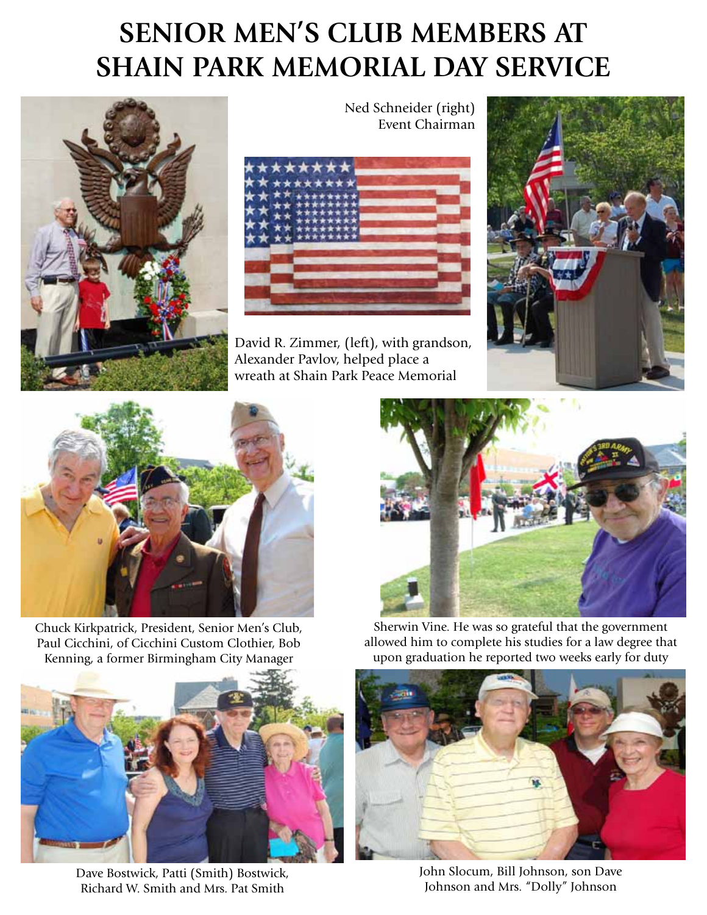# SENIOR MEN'S CLUB MEMBERS AT SHAIN PARK MEMORIAL DAY SERVICE

Ned Schneider (right)
Event Chairman

David R. Zimmer, (left), with grandson, Alexander Pavlov, helped place a wreath at Shain Park Peace Memorial

Chuck Kirkpatrick, President, Senior Men's Club, Paul Cicchini, of Cicchini Custom Clothier, Bob Kenning, a former Birmingham City Manager

Sherwin Vine. He was so grateful that the government allowed him to complete his studies for a law degree that upon graduation he reported two weeks early for duty

Dave Bostwick, Patti (Smith) Bostwick, Richard W. Smith and Mrs. Pat Smith

John Slocum, Bill Johnson, son Dave Johnson and Mrs. "Dolly" Johnson